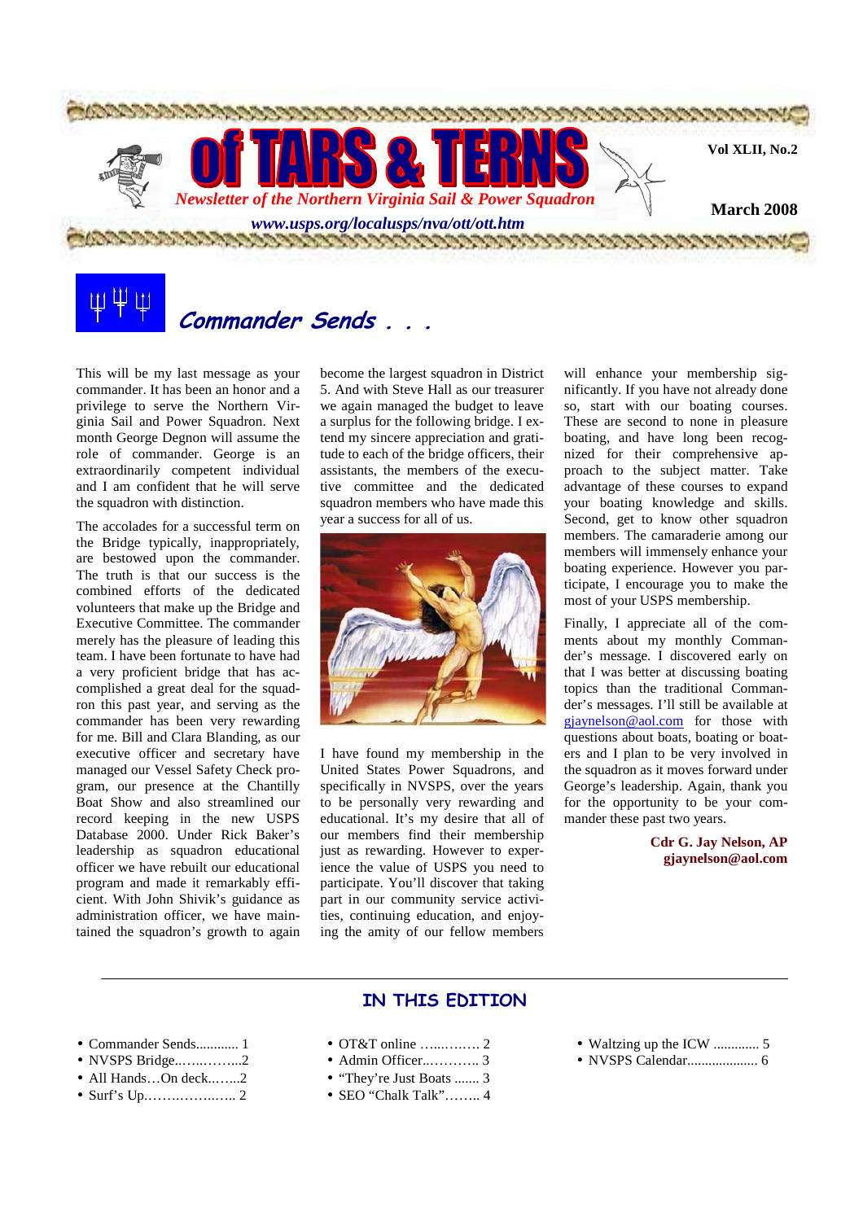# of TARS & TERNS

*Newsletter of the Northern Virginia Sail & Power Squadron*

***www.usps.org/localusps/nva/ott/ott.htm***

**Vol XLII, No.2**

**March 2008**

## *Commander Sends . . .*

This will be my last message as your commander. It has been an honor and a privilege to serve the Northern Virginia Sail and Power Squadron. Next month George Degnon will assume the role of commander. George is an extraordinarily competent individual and I am confident that he will serve the squadron with distinction.

The accolades for a successful term on the Bridge typically, inappropriately, are bestowed upon the commander. The truth is that our success is the combined efforts of the dedicated volunteers that make up the Bridge and Executive Committee. The commander merely has the pleasure of leading this team. I have been fortunate to have had a very proficient bridge that has accomplished a great deal for the squadron this past year, and serving as the commander has been very rewarding for me. Bill and Clara Blanding, as our executive officer and secretary have managed our Vessel Safety Check program, our presence at the Chantilly Boat Show and also streamlined our record keeping in the new USPS Database 2000. Under Rick Baker's leadership as squadron educational officer we have rebuilt our educational program and made it remarkably efficient. With John Shivik's guidance as administration officer, we have maintained the squadron's growth to again become the largest squadron in District 5. And with Steve Hall as our treasurer we again managed the budget to leave a surplus for the following bridge. I extend my sincere appreciation and gratitude to each of the bridge officers, their assistants, the members of the executive committee and the dedicated squadron members who have made this year a success for all of us.

I have found my membership in the United States Power Squadrons, and specifically in NVSPS, over the years to be personally very rewarding and educational. It's my desire that all of our members find their membership just as rewarding. However to experience the value of USPS you need to participate. You'll discover that taking part in our community service activities, continuing education, and enjoying the amity of our fellow members will enhance your membership significantly. If you have not already done so, start with our boating courses. These are second to none in pleasure boating, and have long been recognized for their comprehensive approach to the subject matter. Take advantage of these courses to expand your boating knowledge and skills. Second, get to know other squadron members. The camaraderie among our members will immensely enhance your boating experience. However you participate, I encourage you to make the most of your USPS membership.

Finally, I appreciate all of the comments about my monthly Commander's message. I discovered early on that I was better at discussing boating topics than the traditional Commander's messages. I'll still be available at gjaynelson@aol.com for those with questions about boats, boating or boaters and I plan to be very involved in the squadron as it moves forward under George's leadership. Again, thank you for the opportunity to be your commander these past two years.

**Cdr G. Jay Nelson, AP**
**gjaynelson@aol.com**

## IN THIS EDITION

- Commander Sends............ 1
- NVSPS Bridge..….....…....2
- All Hands…On deck..…...2
- Surf's Up.…….…….…... 2
- OT&T online ….....…… 2
- Admin Officer..……….. 3
- "They're Just Boats ....... 3
- SEO "Chalk Talk"…….. 4
- Waltzing up the ICW ............. 5
- NVSPS Calendar.................... 6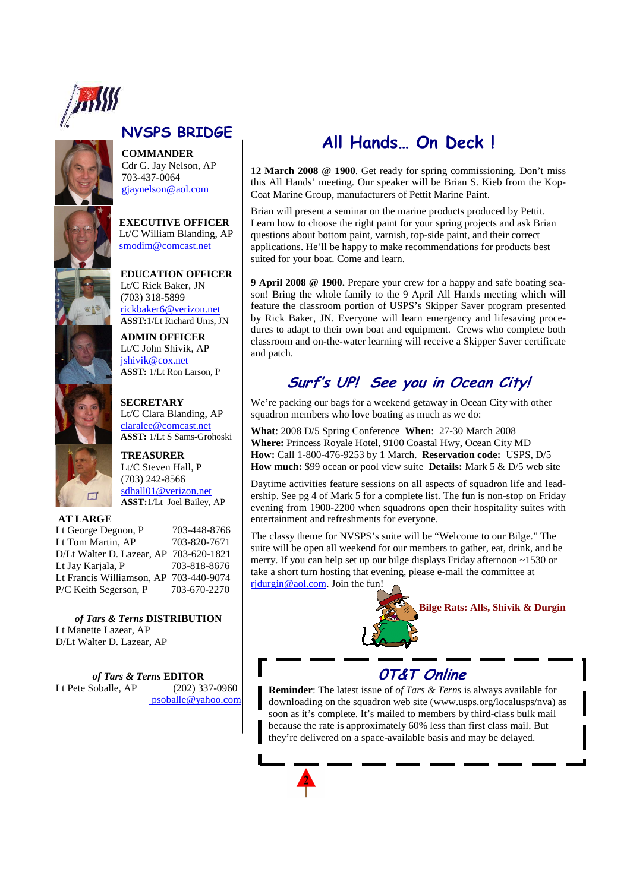## NVSPS BRIDGE

**COMMANDER**
Cdr G. Jay Nelson, AP
703-437-0064
gjaynelson@aol.com

**EXECUTIVE OFFICER**
Lt/C William Blanding, AP
smodim@comcast.net

**EDUCATION OFFICER**
Lt/C Rick Baker, JN
(703) 318-5899
rickbaker6@verizon.net
**ASST:** 1/Lt Richard Unis, JN

**ADMIN OFFICER**
Lt/C John Shivik, AP
jshivik@cox.net
**ASST:** 1/Lt Ron Larson, P

**SECRETARY**
Lt/C Clara Blanding, AP
claralee@comcast.net
**ASST:** 1/Lt S Sams-Grohoski

**TREASURER**
Lt/C Steven Hall, P
(703) 242-8566
sdhall01@verizon.net
**ASST:** 1/Lt Joel Bailey, AP

**AT LARGE**

| | |
|---|---|
| Lt George Degnon, P | 703-448-8766 |
| Lt Tom Martin, AP | 703-820-7671 |
| D/Lt Walter D. Lazear, AP | 703-620-1821 |
| Lt Jay Karjala, P | 703-818-8676 |
| Lt Francis Williamson, AP | 703-440-9074 |
| P/C Keith Segerson, P | 703-670-2270 |

***of Tars & Terns* DISTRIBUTION**
Lt Manette Lazear, AP
D/Lt Walter D. Lazear, AP

***of Tars & Terns* EDITOR**
Lt Pete Soballe, AP (202) 337-0960
psoballe@yahoo.com

# All Hands… On Deck !

1**2 March 2008 @ 1900**. Get ready for spring commissioning. Don't miss this All Hands' meeting. Our speaker will be Brian S. Kieb from the Kop-Coat Marine Group, manufacturers of Pettit Marine Paint.

Brian will present a seminar on the marine products produced by Pettit. Learn how to choose the right paint for your spring projects and ask Brian questions about bottom paint, varnish, top-side paint, and their correct applications. He'll be happy to make recommendations for products best suited for your boat. Come and learn.

**9 April 2008 @ 1900.** Prepare your crew for a happy and safe boating season! Bring the whole family to the 9 April All Hands meeting which will feature the classroom portion of USPS's Skipper Saver program presented by Rick Baker, JN. Everyone will learn emergency and lifesaving procedures to adapt to their own boat and equipment. Crews who complete both classroom and on-the-water learning will receive a Skipper Saver certificate and patch.

## *Surf's UP! See you in Ocean City!*

We're packing our bags for a weekend getaway in Ocean City with other squadron members who love boating as much as we do:

**What**: 2008 D/5 Spring Conference **When**: 27-30 March 2008
**Where:** Princess Royale Hotel, 9100 Coastal Hwy, Ocean City MD
**How:** Call 1-800-476-9253 by 1 March. **Reservation code:** USPS, D/5
**How much:** $99 ocean or pool view suite **Details:** Mark 5 & D/5 web site

Daytime activities feature sessions on all aspects of squadron life and leadership. See pg 4 of Mark 5 for a complete list. The fun is non-stop on Friday evening from 1900-2200 when squadrons open their hospitality suites with entertainment and refreshments for everyone.

The classy theme for NVSPS's suite will be "Welcome to our Bilge." The suite will be open all weekend for our members to gather, eat, drink, and be merry. If you can help set up our bilge displays Friday afternoon ~1530 or take a short turn hosting that evening, please e-mail the committee at rjdurgin@aol.com. Join the fun!

**Bilge Rats: Alls, Shivik & Durgin**

## *OT&T Online*

**Reminder**: The latest issue of *of Tars & Terns* is always available for downloading on the squadron web site (www.usps.org/localusps/nva) as soon as it's complete. It's mailed to members by third-class bulk mail because the rate is approximately 60% less than first class mail. But they're delivered on a space-available basis and may be delayed.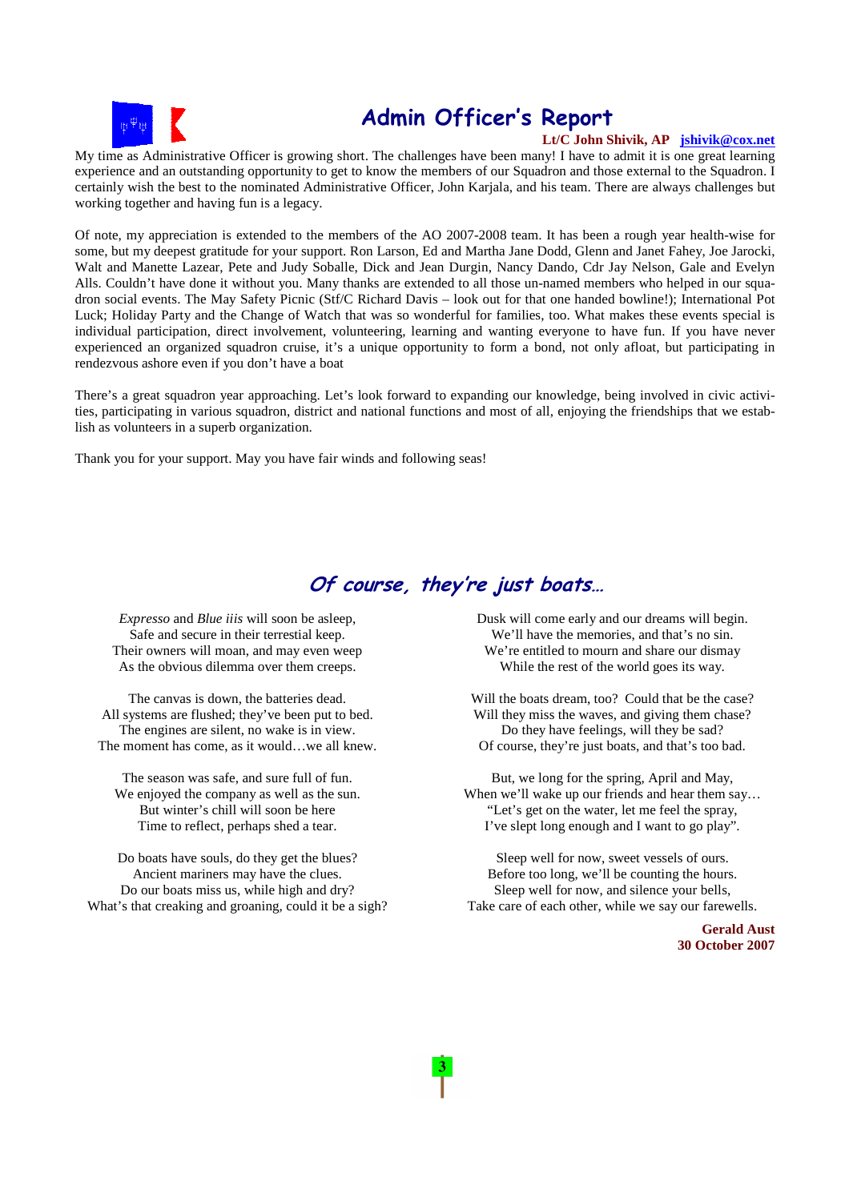## Admin Officer's Report

**Lt/C John Shivik, AP** **jshivik@cox.net**

My time as Administrative Officer is growing short. The challenges have been many! I have to admit it is one great learning experience and an outstanding opportunity to get to know the members of our Squadron and those external to the Squadron. I certainly wish the best to the nominated Administrative Officer, John Karjala, and his team. There are always challenges but working together and having fun is a legacy.

Of note, my appreciation is extended to the members of the AO 2007-2008 team. It has been a rough year health-wise for some, but my deepest gratitude for your support. Ron Larson, Ed and Martha Jane Dodd, Glenn and Janet Fahey, Joe Jarocki, Walt and Manette Lazear, Pete and Judy Soballe, Dick and Jean Durgin, Nancy Dando, Cdr Jay Nelson, Gale and Evelyn Alls. Couldn't have done it without you. Many thanks are extended to all those un-named members who helped in our squadron social events. The May Safety Picnic (Stf/C Richard Davis – look out for that one handed bowline!); International Pot Luck; Holiday Party and the Change of Watch that was so wonderful for families, too. What makes these events special is individual participation, direct involvement, volunteering, learning and wanting everyone to have fun. If you have never experienced an organized squadron cruise, it's a unique opportunity to form a bond, not only afloat, but participating in rendezvous ashore even if you don't have a boat

There's a great squadron year approaching. Let's look forward to expanding our knowledge, being involved in civic activities, participating in various squadron, district and national functions and most of all, enjoying the friendships that we establish as volunteers in a superb organization.

Thank you for your support. May you have fair winds and following seas!

## *Of course, they're just boats…*

*Expresso* and *Blue iiis* will soon be asleep,
Safe and secure in their terrestrial keep.
Their owners will moan, and may even weep
As the obvious dilemma over them creeps.

The canvas is down, the batteries dead.
All systems are flushed; they've been put to bed.
The engines are silent, no wake is in view.
The moment has come, as it would…we all knew.

The season was safe, and sure full of fun.
We enjoyed the company as well as the sun.
But winter's chill will soon be here
Time to reflect, perhaps shed a tear.

Do boats have souls, do they get the blues?
Ancient mariners may have the clues.
Do our boats miss us, while high and dry?
What's that creaking and groaning, could it be a sigh?

Dusk will come early and our dreams will begin.
We'll have the memories, and that's no sin.
We're entitled to mourn and share our dismay
While the rest of the world goes its way.

Will the boats dream, too? Could that be the case?
Will they miss the waves, and giving them chase?
Do they have feelings, will they be sad?
Of course, they're just boats, and that's too bad.

But, we long for the spring, April and May,
When we'll wake up our friends and hear them say…
"Let's get on the water, let me feel the spray,
I've slept long enough and I want to go play".

Sleep well for now, sweet vessels of ours.
Before too long, we'll be counting the hours.
Sleep well for now, and silence your bells,
Take care of each other, while we say our farewells.

**Gerald Aust**
**30 October 2007**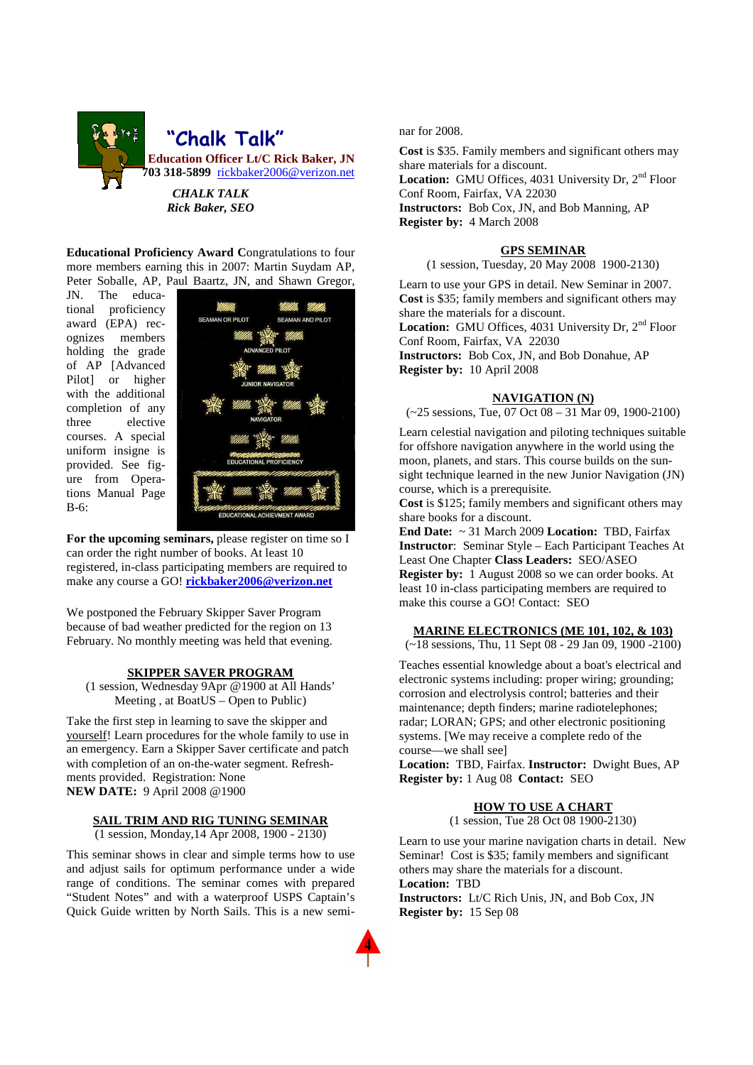## "Chalk Talk"

**Education Officer Lt/C Rick Baker, JN**
**703 318-5899** rickbaker2006@verizon.net

***CHALK TALK***
***Rick Baker, SEO***

**Educational Proficiency Award C**ongratulations to four more members earning this in 2007: Martin Suydam AP, Peter Soballe, AP, Paul Baartz, JN, and Shawn Gregor, JN. The educational proficiency award (EPA) recognizes members holding the grade of AP [Advanced Pilot] or higher with the additional completion of any three elective courses. A special uniform insigne is provided. See figure from Operations Manual Page B-6:

SEAMAN OR PILOT — SEAMAN AND PILOT — ADVANCED PILOT — JUNIOR NAVIGATOR — NAVIGATOR — EDUCATIONAL PROFICIENCY — EDUCATIONAL ACHIEVMENT AWARD

**For the upcoming seminars,** please register on time so I can order the right number of books. At least 10 registered, in-class participating members are required to make any course a GO! **rickbaker2006@verizon.net**

We postponed the February Skipper Saver Program because of bad weather predicted for the region on 13 February. No monthly meeting was held that evening.

### SKIPPER SAVER PROGRAM

(1 session, Wednesday 9Apr @1900 at All Hands' Meeting , at BoatUS – Open to Public)

Take the first step in learning to save the skipper and yourself! Learn procedures for the whole family to use in an emergency. Earn a Skipper Saver certificate and patch with completion of an on-the-water segment. Refreshments provided. Registration: None
**NEW DATE:** 9 April 2008 @1900

### SAIL TRIM AND RIG TUNING SEMINAR

(1 session, Monday,14 Apr 2008, 1900 - 2130)

This seminar shows in clear and simple terms how to use and adjust sails for optimum performance under a wide range of conditions. The seminar comes with prepared "Student Notes" and with a waterproof USPS Captain's Quick Guide written by North Sails. This is a new seminar for 2008.

**Cost** is $35. Family members and significant others may share materials for a discount.
**Location:** GMU Offices, 4031 University Dr, 2nd Floor Conf Room, Fairfax, VA 22030
**Instructors:** Bob Cox, JN, and Bob Manning, AP
**Register by:** 4 March 2008

### GPS SEMINAR

(1 session, Tuesday, 20 May 2008 1900-2130)

Learn to use your GPS in detail. New Seminar in 2007.
**Cost** is $35; family members and significant others may share the materials for a discount.
**Location:** GMU Offices, 4031 University Dr, 2nd Floor Conf Room, Fairfax, VA 22030
**Instructors:** Bob Cox, JN, and Bob Donahue, AP
**Register by:** 10 April 2008

### NAVIGATION (N)

(~25 sessions, Tue, 07 Oct 08 – 31 Mar 09, 1900-2100)

Learn celestial navigation and piloting techniques suitable for offshore navigation anywhere in the world using the moon, planets, and stars. This course builds on the sun-sight technique learned in the new Junior Navigation (JN) course, which is a prerequisite.
**Cost** is $125; family members and significant others may share books for a discount.
**End Date:** ~ 31 March 2009 **Location:** TBD, Fairfax
**Instructor**: Seminar Style – Each Participant Teaches At Least One Chapter **Class Leaders:** SEO/ASEO
**Register by:** 1 August 2008 so we can order books. At least 10 in-class participating members are required to make this course a GO! Contact: SEO

### MARINE ELECTRONICS (ME 101, 102, & 103)

(~18 sessions, Thu, 11 Sept 08 - 29 Jan 09, 1900 -2100)

Teaches essential knowledge about a boat's electrical and electronic systems including: proper wiring; grounding; corrosion and electrolysis control; batteries and their maintenance; depth finders; marine radiotelephones; radar; LORAN; GPS; and other electronic positioning systems. [We may receive a complete redo of the course—we shall see]
**Location:** TBD, Fairfax. **Instructor:** Dwight Bues, AP
**Register by:** 1 Aug 08 **Contact:** SEO

### HOW TO USE A CHART

(1 session, Tue 28 Oct 08 1900-2130)

Learn to use your marine navigation charts in detail. New Seminar! Cost is $35; family members and significant others may share the materials for a discount.
**Location:** TBD
**Instructors:** Lt/C Rich Unis, JN, and Bob Cox, JN
**Register by:** 15 Sep 08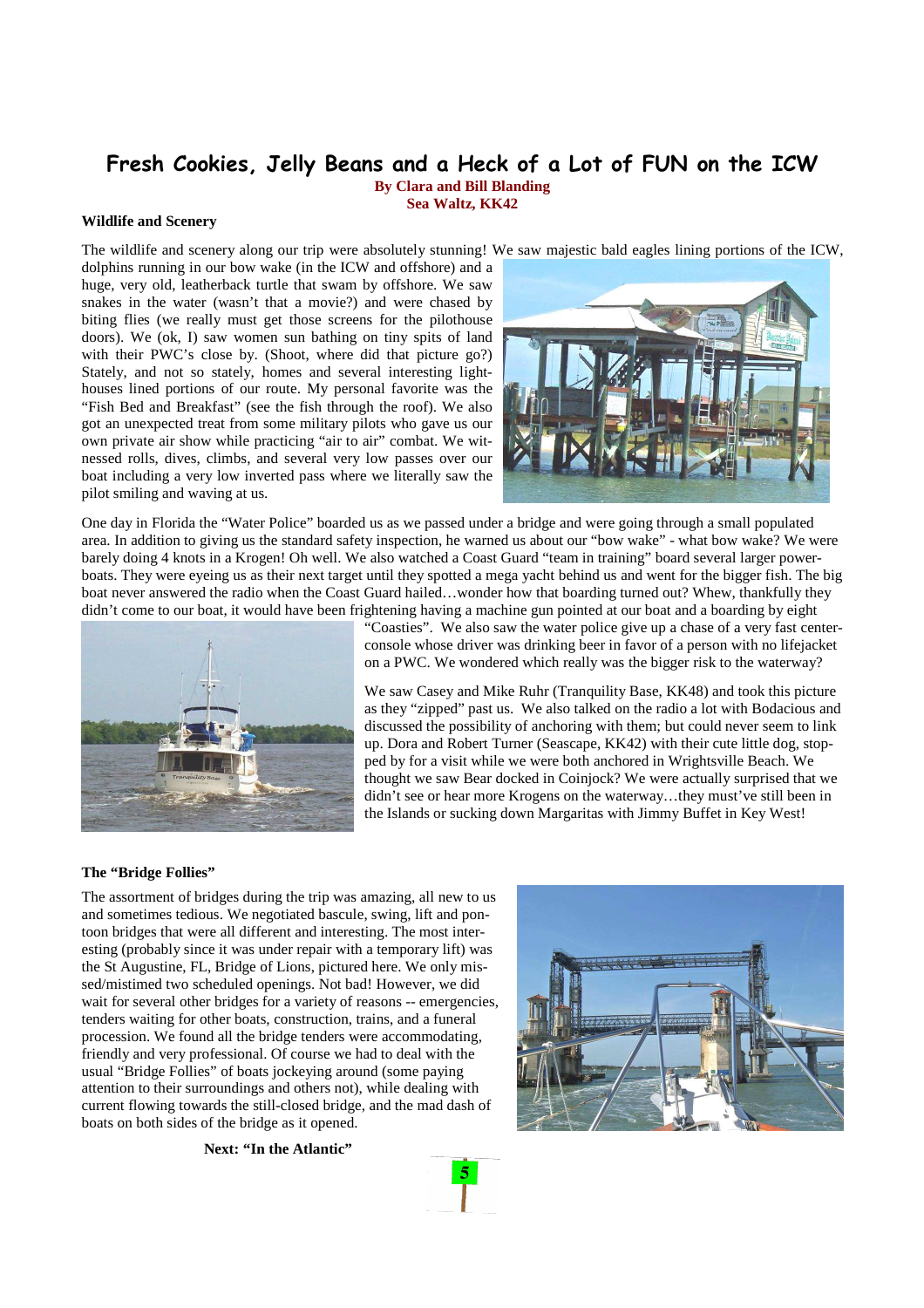# Fresh Cookies, Jelly Beans and a Heck of a Lot of FUN on the ICW

**By Clara and Bill Blanding**
**Sea Waltz, KK42**

### Wildlife and Scenery

The wildlife and scenery along our trip were absolutely stunning! We saw majestic bald eagles lining portions of the ICW, dolphins running in our bow wake (in the ICW and offshore) and a huge, very old, leatherback turtle that swam by offshore. We saw snakes in the water (wasn't that a movie?) and were chased by biting flies (we really must get those screens for the pilothouse doors). We (ok, I) saw women sun bathing on tiny spits of land with their PWC's close by. (Shoot, where did that picture go?) Stately, and not so stately, homes and several interesting lighthouses lined portions of our route. My personal favorite was the "Fish Bed and Breakfast" (see the fish through the roof). We also got an unexpected treat from some military pilots who gave us our own private air show while practicing "air to air" combat. We witnessed rolls, dives, climbs, and several very low passes over our boat including a very low inverted pass where we literally saw the pilot smiling and waving at us.

One day in Florida the "Water Police" boarded us as we passed under a bridge and were going through a small populated area. In addition to giving us the standard safety inspection, he warned us about our "bow wake" - what bow wake? We were barely doing 4 knots in a Krogen! Oh well. We also watched a Coast Guard "team in training" board several larger powerboats. They were eyeing us as their next target until they spotted a mega yacht behind us and went for the bigger fish. The big boat never answered the radio when the Coast Guard hailed…wonder how that boarding turned out? Whew, thankfully they didn't come to our boat, it would have been frightening having a machine gun pointed at our boat and a boarding by eight "Coasties". We also saw the water police give up a chase of a very fast center-console whose driver was drinking beer in favor of a person with no lifejacket on a PWC. We wondered which really was the bigger risk to the waterway?

We saw Casey and Mike Ruhr (Tranquility Base, KK48) and took this picture as they "zipped" past us. We also talked on the radio a lot with Bodacious and discussed the possibility of anchoring with them; but could never seem to link up. Dora and Robert Turner (Seascape, KK42) with their cute little dog, stopped by for a visit while we were both anchored in Wrightsville Beach. We thought we saw Bear docked in Coinjock? We were actually surprised that we didn't see or hear more Krogens on the waterway…they must've still been in the Islands or sucking down Margaritas with Jimmy Buffet in Key West!

### The "Bridge Follies"

The assortment of bridges during the trip was amazing, all new to us and sometimes tedious. We negotiated bascule, swing, lift and pontoon bridges that were all different and interesting. The most interesting (probably since it was under repair with a temporary lift) was the St Augustine, FL, Bridge of Lions, pictured here. We only missed/mistimed two scheduled openings. Not bad! However, we did wait for several other bridges for a variety of reasons -- emergencies, tenders waiting for other boats, construction, trains, and a funeral procession. We found all the bridge tenders were accommodating, friendly and very professional. Of course we had to deal with the usual "Bridge Follies" of boats jockeying around (some paying attention to their surroundings and others not), while dealing with current flowing towards the still-closed bridge, and the mad dash of boats on both sides of the bridge as it opened.

**Next: "In the Atlantic"**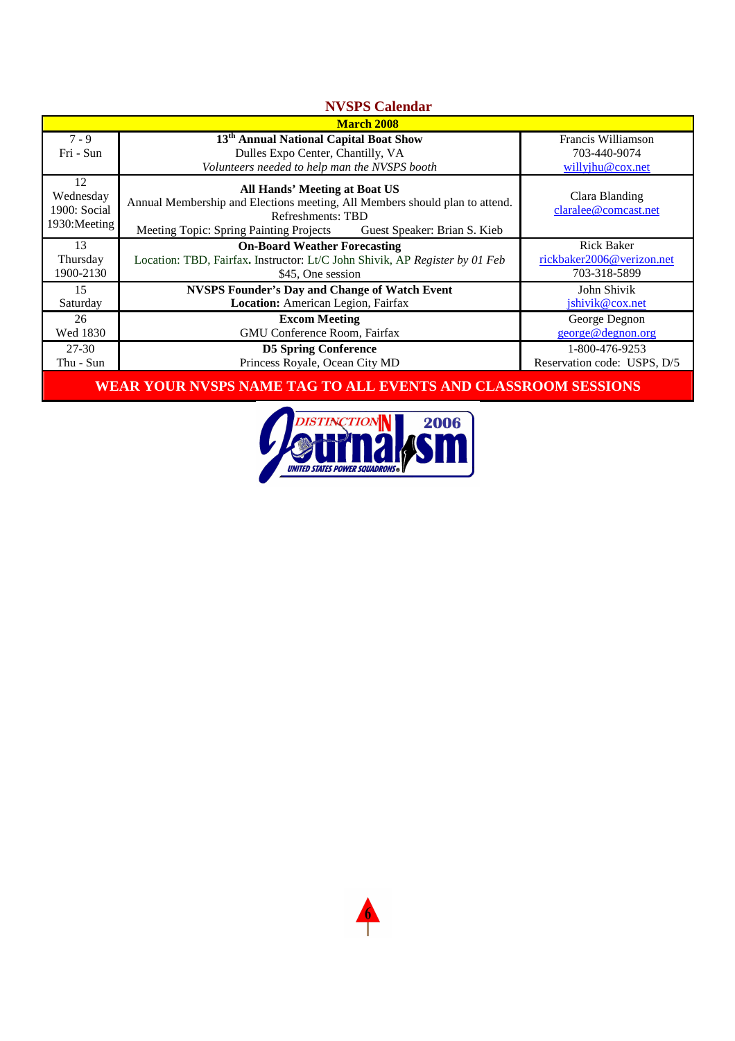## NVSPS Calendar

| March 2008 | | |
|---|---|---|
| 7 - 9<br>Fri - Sun | **13th Annual National Capital Boat Show**<br>Dulles Expo Center, Chantilly, VA<br>*Volunteers needed to help man the NVSPS booth* | Francis Williamson<br>703-440-9074<br>willyjhu@cox.net |
| 12<br>Wednesday<br>1900: Social<br>1930:Meeting | **All Hands' Meeting at Boat US**<br>Annual Membership and Elections meeting, All Members should plan to attend.<br>Refreshments: TBD<br>Meeting Topic: Spring Painting Projects Guest Speaker: Brian S. Kieb | Clara Blanding<br>claralee@comcast.net |
| 13<br>Thursday<br>1900-2130 | **On-Board Weather Forecasting**<br>Location: TBD, Fairfax**.** Instructor: Lt/C John Shivik, AP *Register by 01 Feb*<br>$45, One session | Rick Baker<br>rickbaker2006@verizon.net<br>703-318-5899 |
| 15<br>Saturday | **NVSPS Founder's Day and Change of Watch Event**<br>**Location:** American Legion, Fairfax | John Shivik<br>jshivik@cox.net |
| 26<br>Wed 1830 | **Excom Meeting**<br>GMU Conference Room, Fairfax | George Degnon<br>george@degnon.org |
| 27-30<br>Thu - Sun | **D5 Spring Conference**<br>Princess Royale, Ocean City MD | 1-800-476-9253<br>Reservation code: USPS, D/5 |

**WEAR YOUR NVSPS NAME TAG TO ALL EVENTS AND CLASSROOM SESSIONS**

DISTINCTION IN Journalism 2006 — UNITED STATES POWER SQUADRONS®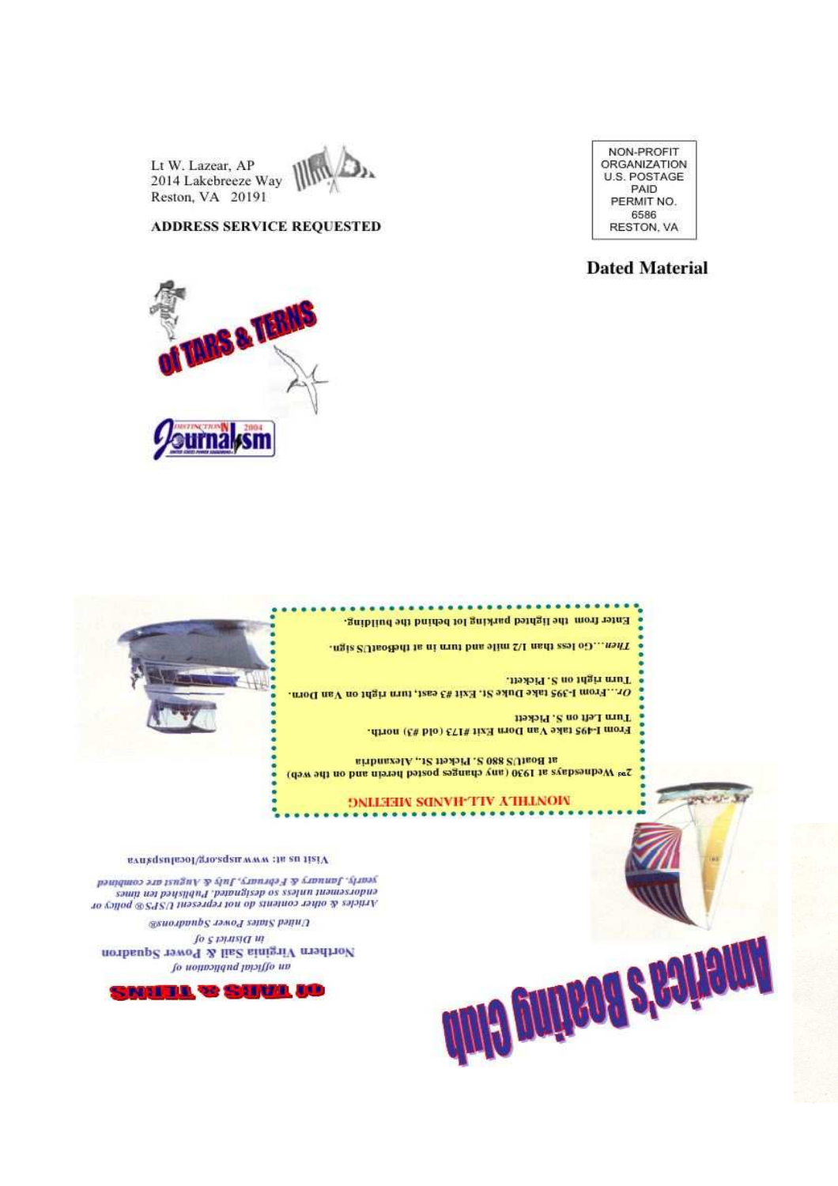Lt W. Lazear, AP
2014 Lakebreeze Way
Reston, VA 20191

**ADDRESS SERVICE REQUESTED**

NON-PROFIT
ORGANIZATION
U.S. POSTAGE
PAID
PERMIT NO.
6586
RESTON, VA

**Dated Material**

of TARS & TERNS

Journalism — Distinction in 2004 — United States Power Squadrons

## MONTHLY ALL-HANDS MEETING

2nd Wednesdays at 1930 (any changes posted herein and on the web) at BoatUS 880 S. Pickett St., Alexandria

From I-495 take Van Dorn Exit #173 (old #3) north.
Turn Left on S. Pickett

Or…From I-395 take Duke St. Exit #3 east, turn right on Van Dorn.
Turn right on S. Pickett.

*Then*…Go less than 1/2 mile and turn in at theBoatUS sign.

Enter from the lighted parking lot behind the building.

## of TARS & TERNS

*an official publication of*
Northern Virginia Sail & Power Squadron
*in District 5 of*
*United States Power Squadrons®*

*Articles & other contents do not represent USPS® policy or endorsement unless so designated. Published ten times yearly. January & February, July & August are combined*

Visit us at: www.usps.org/localusps/nvsps

America's Boating Club